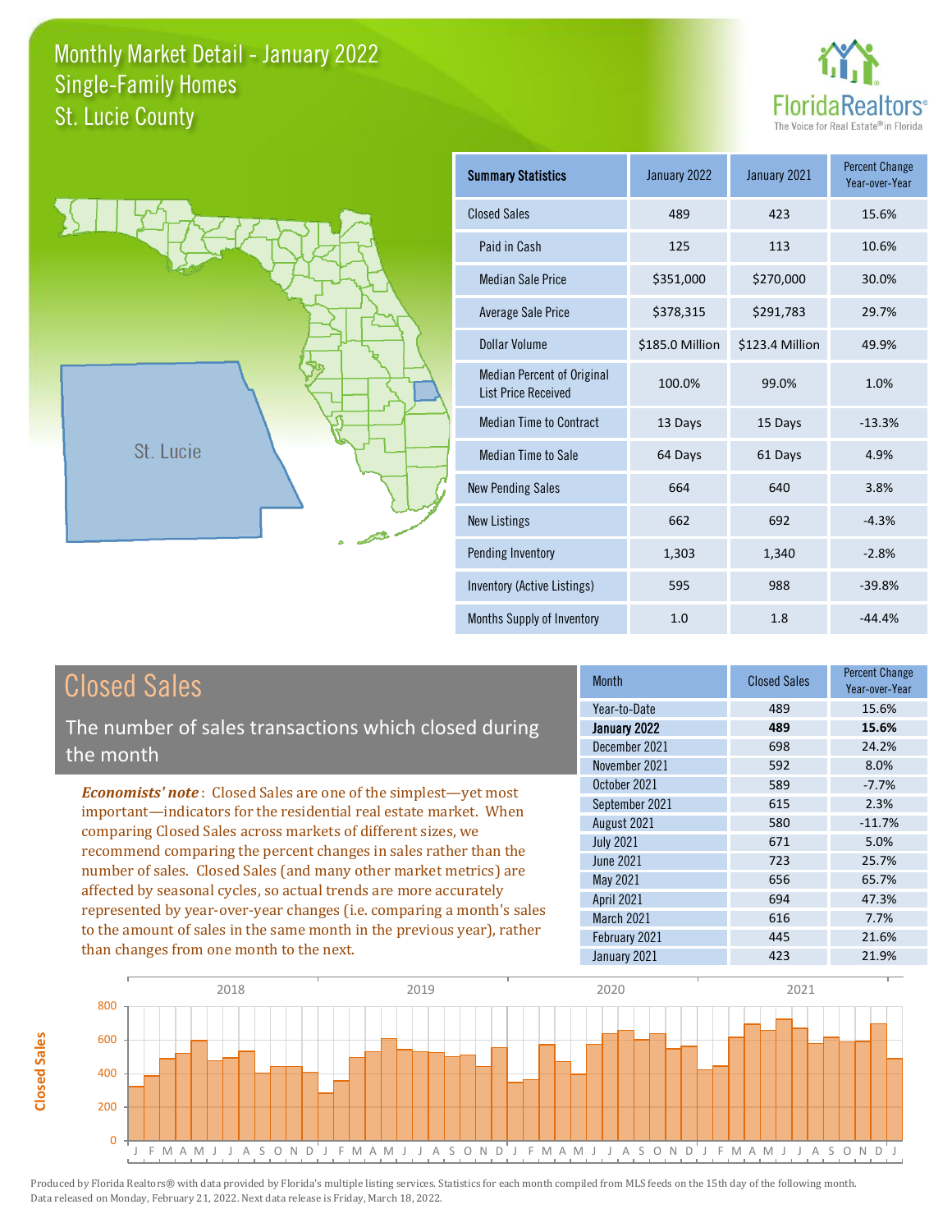# Monthly Market Detail - January 2022
## Single-Family Homes
## St. Lucie County

FloridaRealtors®
The Voice for Real Estate® in Florida

St. Lucie

| Summary Statistics | January 2022 | January 2021 | Percent Change Year-over-Year |
|---|---|---|---|
| Closed Sales | 489 | 423 | 15.6% |
| Paid in Cash | 125 | 113 | 10.6% |
| Median Sale Price | $351,000 | $270,000 | 30.0% |
| Average Sale Price | $378,315 | $291,783 | 29.7% |
| Dollar Volume | $185.0 Million | $123.4 Million | 49.9% |
| Median Percent of Original List Price Received | 100.0% | 99.0% | 1.0% |
| Median Time to Contract | 13 Days | 15 Days | -13.3% |
| Median Time to Sale | 64 Days | 61 Days | 4.9% |
| New Pending Sales | 664 | 640 | 3.8% |
| New Listings | 662 | 692 | -4.3% |
| Pending Inventory | 1,303 | 1,340 | -2.8% |
| Inventory (Active Listings) | 595 | 988 | -39.8% |
| Months Supply of Inventory | 1.0 | 1.8 | -44.4% |

## Closed Sales

The number of sales transactions which closed during the month

***Economists' note***: Closed Sales are one of the simplest—yet most important—indicators for the residential real estate market. When comparing Closed Sales across markets of different sizes, we recommend comparing the percent changes in sales rather than the number of sales. Closed Sales (and many other market metrics) are affected by seasonal cycles, so actual trends are more accurately represented by year-over-year changes (i.e. comparing a month's sales to the amount of sales in the same month in the previous year), rather than changes from one month to the next.

| Month | Closed Sales | Percent Change Year-over-Year |
|---|---|---|
| Year-to-Date | 489 | 15.6% |
| **January 2022** | **489** | **15.6%** |
| December 2021 | 698 | 24.2% |
| November 2021 | 592 | 8.0% |
| October 2021 | 589 | -7.7% |
| September 2021 | 615 | 2.3% |
| August 2021 | 580 | -11.7% |
| July 2021 | 671 | 5.0% |
| June 2021 | 723 | 25.7% |
| May 2021 | 656 | 65.7% |
| April 2021 | 694 | 47.3% |
| March 2021 | 616 | 7.7% |
| February 2021 | 445 | 21.6% |
| January 2021 | 423 | 21.9% |

Produced by Florida Realtors® with data provided by Florida's multiple listing services. Statistics for each month compiled from MLS feeds on the 15th day of the following month. Data released on Monday, February 21, 2022. Next data release is Friday, March 18, 2022.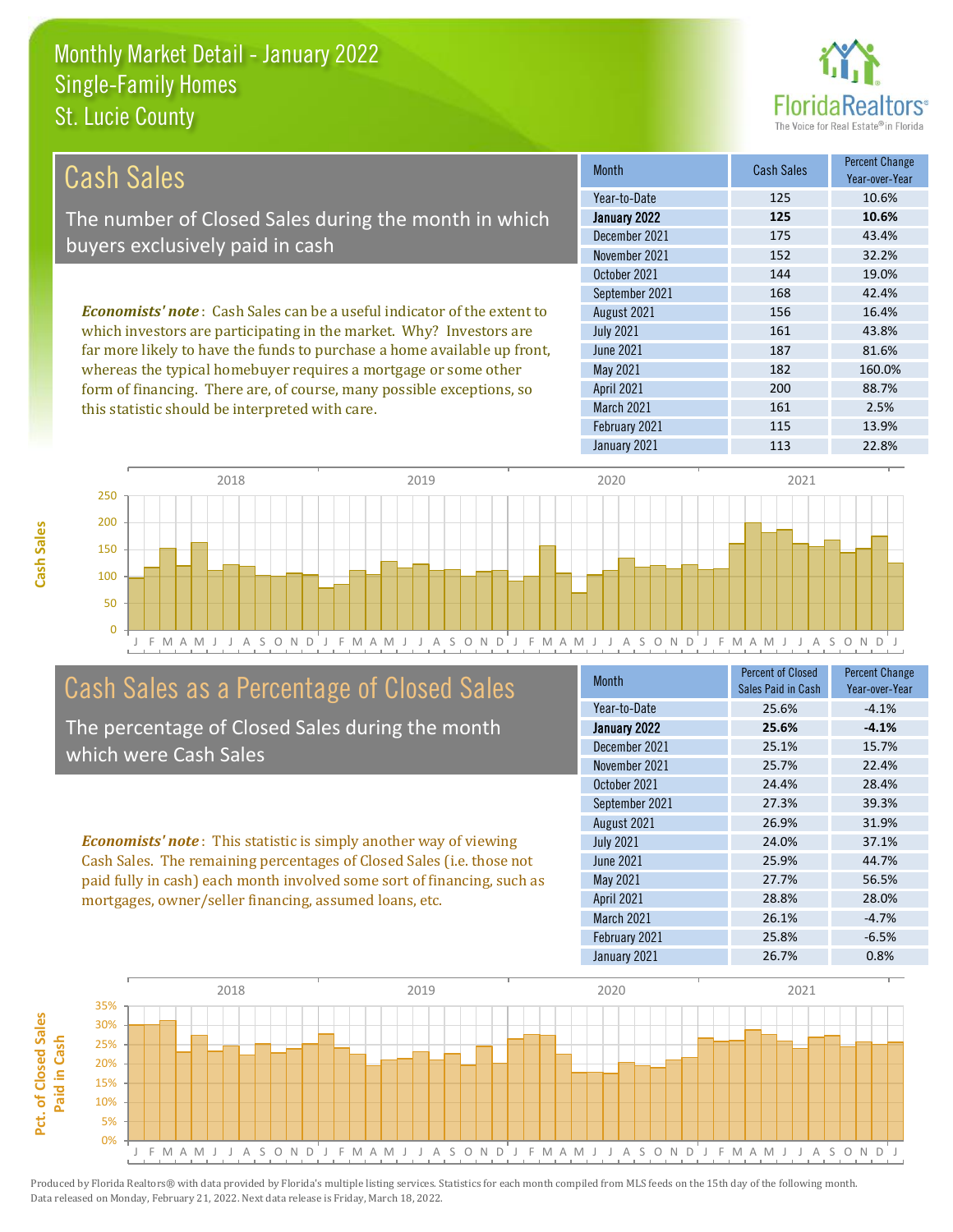# Monthly Market Detail - January 2022
## Single-Family Homes
## St. Lucie County

## Cash Sales

The number of Closed Sales during the month in which buyers exclusively paid in cash

***Economists' note***: Cash Sales can be a useful indicator of the extent to which investors are participating in the market. Why? Investors are far more likely to have the funds to purchase a home available up front, whereas the typical homebuyer requires a mortgage or some other form of financing. There are, of course, many possible exceptions, so this statistic should be interpreted with care.

| Month | Cash Sales | Percent Change Year-over-Year |
|---|---|---|
| Year-to-Date | 125 | 10.6% |
| **January 2022** | **125** | **10.6%** |
| December 2021 | 175 | 43.4% |
| November 2021 | 152 | 32.2% |
| October 2021 | 144 | 19.0% |
| September 2021 | 168 | 42.4% |
| August 2021 | 156 | 16.4% |
| July 2021 | 161 | 43.8% |
| June 2021 | 187 | 81.6% |
| May 2021 | 182 | 160.0% |
| April 2021 | 200 | 88.7% |
| March 2021 | 161 | 2.5% |
| February 2021 | 115 | 13.9% |
| January 2021 | 113 | 22.8% |

## Cash Sales as a Percentage of Closed Sales

The percentage of Closed Sales during the month which were Cash Sales

***Economists' note***: This statistic is simply another way of viewing Cash Sales. The remaining percentages of Closed Sales (i.e. those not paid fully in cash) each month involved some sort of financing, such as mortgages, owner/seller financing, assumed loans, etc.

| Month | Percent of Closed Sales Paid in Cash | Percent Change Year-over-Year |
|---|---|---|
| Year-to-Date | 25.6% | -4.1% |
| **January 2022** | **25.6%** | **-4.1%** |
| December 2021 | 25.1% | 15.7% |
| November 2021 | 25.7% | 22.4% |
| October 2021 | 24.4% | 28.4% |
| September 2021 | 27.3% | 39.3% |
| August 2021 | 26.9% | 31.9% |
| July 2021 | 24.0% | 37.1% |
| June 2021 | 25.9% | 44.7% |
| May 2021 | 27.7% | 56.5% |
| April 2021 | 28.8% | 28.0% |
| March 2021 | 26.1% | -4.7% |
| February 2021 | 25.8% | -6.5% |
| January 2021 | 26.7% | 0.8% |

Produced by Florida Realtors® with data provided by Florida's multiple listing services. Statistics for each month compiled from MLS feeds on the 15th day of the following month. Data released on Monday, February 21, 2022. Next data release is Friday, March 18, 2022.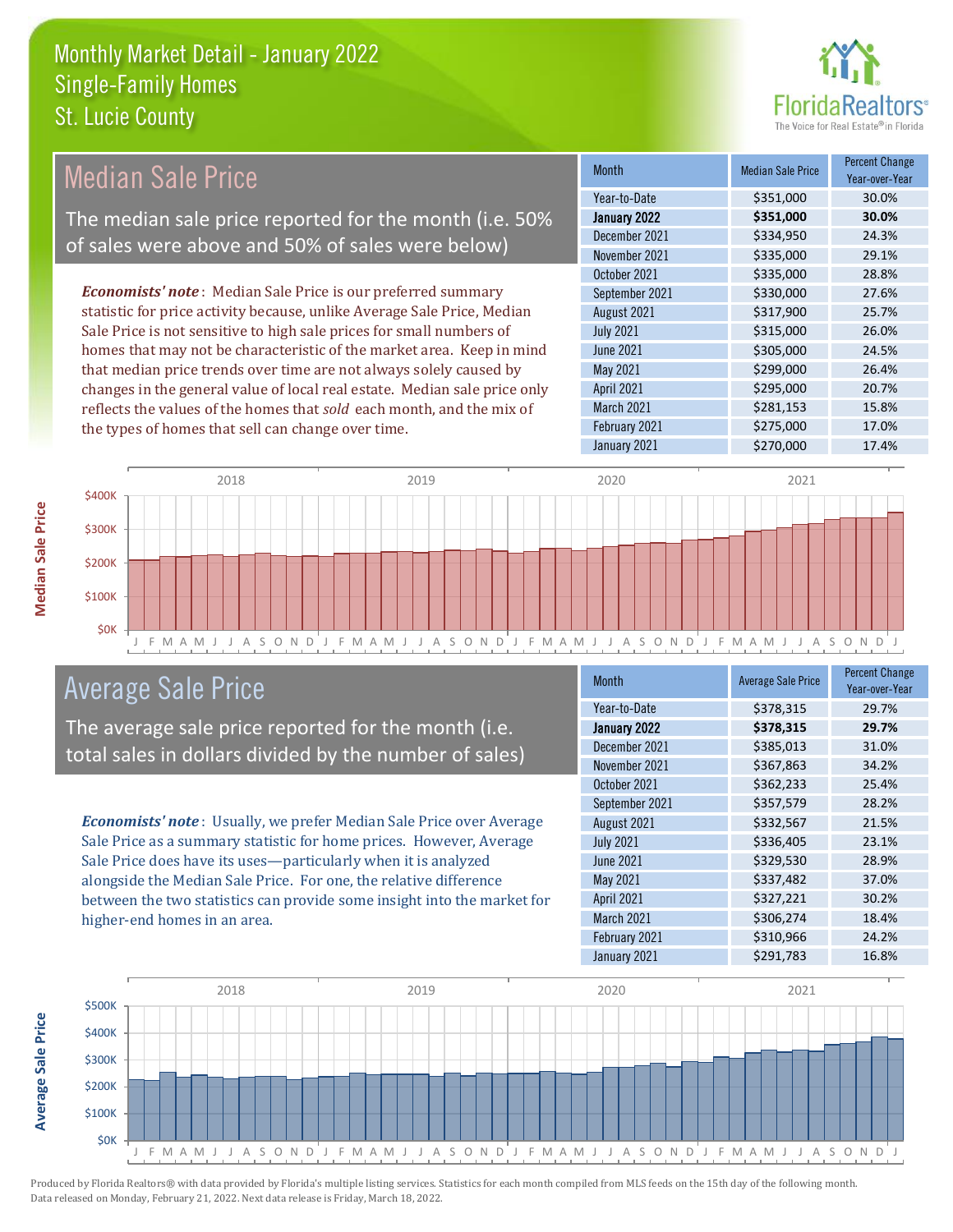# Monthly Market Detail - January 2022
## Single-Family Homes
## St. Lucie County

## Median Sale Price

The median sale price reported for the month (i.e. 50% of sales were above and 50% of sales were below)

*Economists' note*: Median Sale Price is our preferred summary statistic for price activity because, unlike Average Sale Price, Median Sale Price is not sensitive to high sale prices for small numbers of homes that may not be characteristic of the market area. Keep in mind that median price trends over time are not always solely caused by changes in the general value of local real estate. Median sale price only reflects the values of the homes that *sold* each month, and the mix of the types of homes that sell can change over time.

| Month | Median Sale Price | Percent Change Year-over-Year |
|---|---|---|
| Year-to-Date | $351,000 | 30.0% |
| **January 2022** | **$351,000** | **30.0%** |
| December 2021 | $334,950 | 24.3% |
| November 2021 | $335,000 | 29.1% |
| October 2021 | $335,000 | 28.8% |
| September 2021 | $330,000 | 27.6% |
| August 2021 | $317,900 | 25.7% |
| July 2021 | $315,000 | 26.0% |
| June 2021 | $305,000 | 24.5% |
| May 2021 | $299,000 | 26.4% |
| April 2021 | $295,000 | 20.7% |
| March 2021 | $281,153 | 15.8% |
| February 2021 | $275,000 | 17.0% |
| January 2021 | $270,000 | 17.4% |

## Average Sale Price

The average sale price reported for the month (i.e. total sales in dollars divided by the number of sales)

*Economists' note*: Usually, we prefer Median Sale Price over Average Sale Price as a summary statistic for home prices. However, Average Sale Price does have its uses—particularly when it is analyzed alongside the Median Sale Price. For one, the relative difference between the two statistics can provide some insight into the market for higher-end homes in an area.

| Month | Average Sale Price | Percent Change Year-over-Year |
|---|---|---|
| Year-to-Date | $378,315 | 29.7% |
| **January 2022** | **$378,315** | **29.7%** |
| December 2021 | $385,013 | 31.0% |
| November 2021 | $367,863 | 34.2% |
| October 2021 | $362,233 | 25.4% |
| September 2021 | $357,579 | 28.2% |
| August 2021 | $332,567 | 21.5% |
| July 2021 | $336,405 | 23.1% |
| June 2021 | $329,530 | 28.9% |
| May 2021 | $337,482 | 37.0% |
| April 2021 | $327,221 | 30.2% |
| March 2021 | $306,274 | 18.4% |
| February 2021 | $310,966 | 24.2% |
| January 2021 | $291,783 | 16.8% |

Produced by Florida Realtors® with data provided by Florida's multiple listing services. Statistics for each month compiled from MLS feeds on the 15th day of the following month. Data released on Monday, February 21, 2022. Next data release is Friday, March 18, 2022.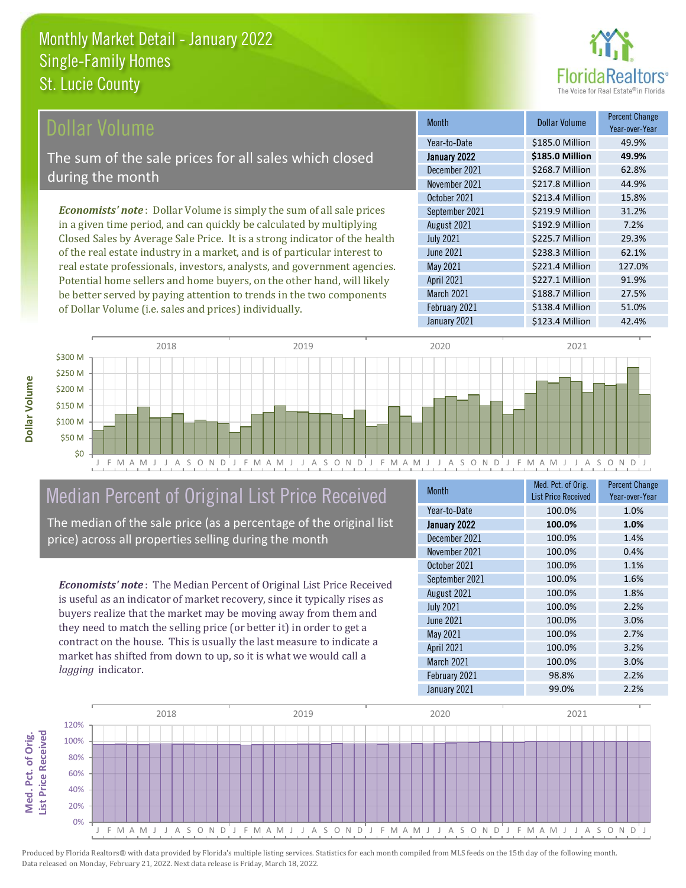# Monthly Market Detail - January 2022
## Single-Family Homes
## St. Lucie County

## Dollar Volume

The sum of the sale prices for all sales which closed during the month

*Economists' note*: Dollar Volume is simply the sum of all sale prices in a given time period, and can quickly be calculated by multiplying Closed Sales by Average Sale Price. It is a strong indicator of the health of the real estate industry in a market, and is of particular interest to real estate professionals, investors, analysts, and government agencies. Potential home sellers and home buyers, on the other hand, will likely be better served by paying attention to trends in the two components of Dollar Volume (i.e. sales and prices) individually.

| Month | Dollar Volume | Percent Change Year-over-Year |
|---|---|---|
| Year-to-Date | $185.0 Million | 49.9% |
| **January 2022** | **$185.0 Million** | **49.9%** |
| December 2021 | $268.7 Million | 62.8% |
| November 2021 | $217.8 Million | 44.9% |
| October 2021 | $213.4 Million | 15.8% |
| September 2021 | $219.9 Million | 31.2% |
| August 2021 | $192.9 Million | 7.2% |
| July 2021 | $225.7 Million | 29.3% |
| June 2021 | $238.3 Million | 62.1% |
| May 2021 | $221.4 Million | 127.0% |
| April 2021 | $227.1 Million | 91.9% |
| March 2021 | $188.7 Million | 27.5% |
| February 2021 | $138.4 Million | 51.0% |
| January 2021 | $123.4 Million | 42.4% |

## Median Percent of Original List Price Received

The median of the sale price (as a percentage of the original list price) across all properties selling during the month

*Economists' note*: The Median Percent of Original List Price Received is useful as an indicator of market recovery, since it typically rises as buyers realize that the market may be moving away from them and they need to match the selling price (or better it) in order to get a contract on the house. This is usually the last measure to indicate a market has shifted from down to up, so it is what we would call a *lagging* indicator.

| Month | Med. Pct. of Orig. List Price Received | Percent Change Year-over-Year |
|---|---|---|
| Year-to-Date | 100.0% | 1.0% |
| **January 2022** | **100.0%** | **1.0%** |
| December 2021 | 100.0% | 1.4% |
| November 2021 | 100.0% | 0.4% |
| October 2021 | 100.0% | 1.1% |
| September 2021 | 100.0% | 1.6% |
| August 2021 | 100.0% | 1.8% |
| July 2021 | 100.0% | 2.2% |
| June 2021 | 100.0% | 3.0% |
| May 2021 | 100.0% | 2.7% |
| April 2021 | 100.0% | 3.2% |
| March 2021 | 100.0% | 3.0% |
| February 2021 | 98.8% | 2.2% |
| January 2021 | 99.0% | 2.2% |

Produced by Florida Realtors® with data provided by Florida's multiple listing services. Statistics for each month compiled from MLS feeds on the 15th day of the following month. Data released on Monday, February 21, 2022. Next data release is Friday, March 18, 2022.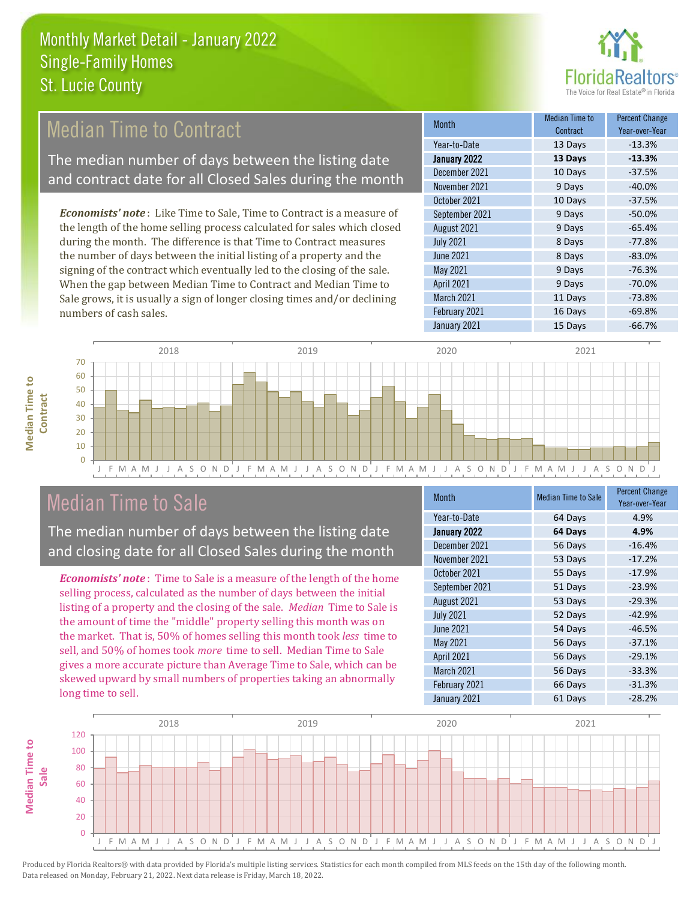# Monthly Market Detail - January 2022
## Single-Family Homes
## St. Lucie County

## Median Time to Contract

The median number of days between the listing date and contract date for all Closed Sales during the month

*Economists' note*: Like Time to Sale, Time to Contract is a measure of the length of the home selling process calculated for sales which closed during the month. The difference is that Time to Contract measures the number of days between the initial listing of a property and the signing of the contract which eventually led to the closing of the sale. When the gap between Median Time to Contract and Median Time to Sale grows, it is usually a sign of longer closing times and/or declining numbers of cash sales.

| Month | Median Time to Contract | Percent Change Year-over-Year |
|---|---|---|
| Year-to-Date | 13 Days | -13.3% |
| **January 2022** | **13 Days** | **-13.3%** |
| December 2021 | 10 Days | -37.5% |
| November 2021 | 9 Days | -40.0% |
| October 2021 | 10 Days | -37.5% |
| September 2021 | 9 Days | -50.0% |
| August 2021 | 9 Days | -65.4% |
| July 2021 | 8 Days | -77.8% |
| June 2021 | 8 Days | -83.0% |
| May 2021 | 9 Days | -76.3% |
| April 2021 | 9 Days | -70.0% |
| March 2021 | 11 Days | -73.8% |
| February 2021 | 16 Days | -69.8% |
| January 2021 | 15 Days | -66.7% |

## Median Time to Sale

The median number of days between the listing date and closing date for all Closed Sales during the month

*Economists' note*: Time to Sale is a measure of the length of the home selling process, calculated as the number of days between the initial listing of a property and the closing of the sale. *Median* Time to Sale is the amount of time the "middle" property selling this month was on the market. That is, 50% of homes selling this month took *less* time to sell, and 50% of homes took *more* time to sell. Median Time to Sale gives a more accurate picture than Average Time to Sale, which can be skewed upward by small numbers of properties taking an abnormally long time to sell.

| Month | Median Time to Sale | Percent Change Year-over-Year |
|---|---|---|
| Year-to-Date | 64 Days | 4.9% |
| **January 2022** | **64 Days** | **4.9%** |
| December 2021 | 56 Days | -16.4% |
| November 2021 | 53 Days | -17.2% |
| October 2021 | 55 Days | -17.9% |
| September 2021 | 51 Days | -23.9% |
| August 2021 | 53 Days | -29.3% |
| July 2021 | 52 Days | -42.9% |
| June 2021 | 54 Days | -46.5% |
| May 2021 | 56 Days | -37.1% |
| April 2021 | 56 Days | -29.1% |
| March 2021 | 56 Days | -33.3% |
| February 2021 | 66 Days | -31.3% |
| January 2021 | 61 Days | -28.2% |

Produced by Florida Realtors® with data provided by Florida's multiple listing services. Statistics for each month compiled from MLS feeds on the 15th day of the following month. Data released on Monday, February 21, 2022. Next data release is Friday, March 18, 2022.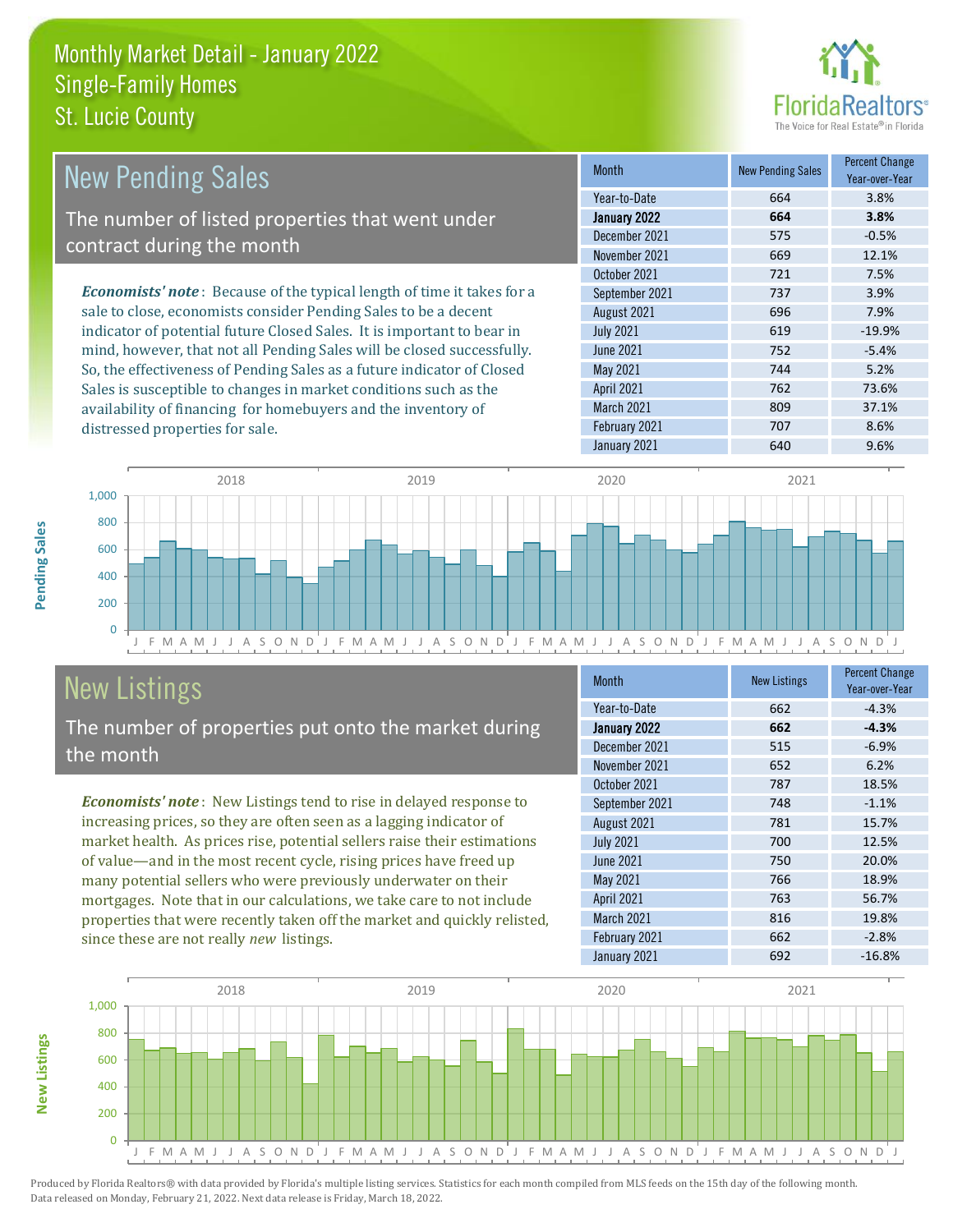# Monthly Market Detail - January 2022
## Single-Family Homes
## St. Lucie County

## New Pending Sales

The number of listed properties that went under contract during the month

*Economists' note*: Because of the typical length of time it takes for a sale to close, economists consider Pending Sales to be a decent indicator of potential future Closed Sales. It is important to bear in mind, however, that not all Pending Sales will be closed successfully. So, the effectiveness of Pending Sales as a future indicator of Closed Sales is susceptible to changes in market conditions such as the availability of financing for homebuyers and the inventory of distressed properties for sale.

| Month | New Pending Sales | Percent Change Year-over-Year |
|---|---|---|
| Year-to-Date | 664 | 3.8% |
| **January 2022** | **664** | **3.8%** |
| December 2021 | 575 | -0.5% |
| November 2021 | 669 | 12.1% |
| October 2021 | 721 | 7.5% |
| September 2021 | 737 | 3.9% |
| August 2021 | 696 | 7.9% |
| July 2021 | 619 | -19.9% |
| June 2021 | 752 | -5.4% |
| May 2021 | 744 | 5.2% |
| April 2021 | 762 | 73.6% |
| March 2021 | 809 | 37.1% |
| February 2021 | 707 | 8.6% |
| January 2021 | 640 | 9.6% |

## New Listings

The number of properties put onto the market during the month

*Economists' note*: New Listings tend to rise in delayed response to increasing prices, so they are often seen as a lagging indicator of market health. As prices rise, potential sellers raise their estimations of value—and in the most recent cycle, rising prices have freed up many potential sellers who were previously underwater on their mortgages. Note that in our calculations, we take care to not include properties that were recently taken off the market and quickly relisted, since these are not really *new* listings.

| Month | New Listings | Percent Change Year-over-Year |
|---|---|---|
| Year-to-Date | 662 | -4.3% |
| **January 2022** | **662** | **-4.3%** |
| December 2021 | 515 | -6.9% |
| November 2021 | 652 | 6.2% |
| October 2021 | 787 | 18.5% |
| September 2021 | 748 | -1.1% |
| August 2021 | 781 | 15.7% |
| July 2021 | 700 | 12.5% |
| June 2021 | 750 | 20.0% |
| May 2021 | 766 | 18.9% |
| April 2021 | 763 | 56.7% |
| March 2021 | 816 | 19.8% |
| February 2021 | 662 | -2.8% |
| January 2021 | 692 | -16.8% |

Produced by Florida Realtors® with data provided by Florida's multiple listing services. Statistics for each month compiled from MLS feeds on the 15th day of the following month. Data released on Monday, February 21, 2022. Next data release is Friday, March 18, 2022.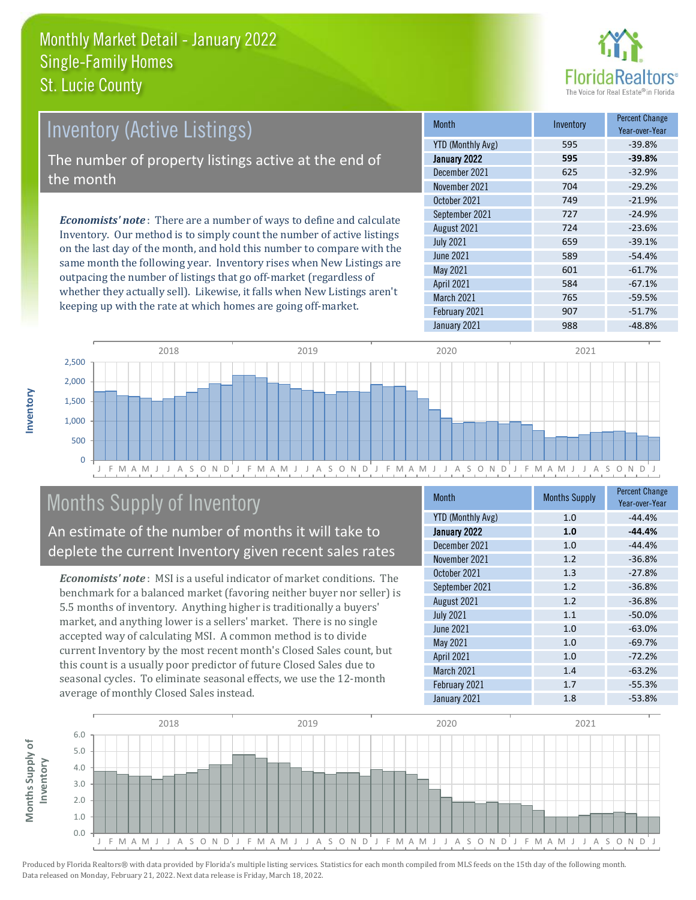# Monthly Market Detail - January 2022
## Single-Family Homes
## St. Lucie County

FloridaRealtors®
The Voice for Real Estate® in Florida

## Inventory (Active Listings)

The number of property listings active at the end of the month

***Economists' note***: There are a number of ways to define and calculate Inventory. Our method is to simply count the number of active listings on the last day of the month, and hold this number to compare with the same month the following year. Inventory rises when New Listings are outpacing the number of listings that go off-market (regardless of whether they actually sell). Likewise, it falls when New Listings aren't keeping up with the rate at which homes are going off-market.

| Month | Inventory | Percent Change Year-over-Year |
|---|---|---|
| YTD (Monthly Avg) | 595 | -39.8% |
| **January 2022** | **595** | **-39.8%** |
| December 2021 | 625 | -32.9% |
| November 2021 | 704 | -29.2% |
| October 2021 | 749 | -21.9% |
| September 2021 | 727 | -24.9% |
| August 2021 | 724 | -23.6% |
| July 2021 | 659 | -39.1% |
| June 2021 | 589 | -54.4% |
| May 2021 | 601 | -61.7% |
| April 2021 | 584 | -67.1% |
| March 2021 | 765 | -59.5% |
| February 2021 | 907 | -51.7% |
| January 2021 | 988 | -48.8% |

## Months Supply of Inventory

An estimate of the number of months it will take to deplete the current Inventory given recent sales rates

***Economists' note***: MSI is a useful indicator of market conditions. The benchmark for a balanced market (favoring neither buyer nor seller) is 5.5 months of inventory. Anything higher is traditionally a buyers' market, and anything lower is a sellers' market. There is no single accepted way of calculating MSI. A common method is to divide current Inventory by the most recent month's Closed Sales count, but this count is a usually poor predictor of future Closed Sales due to seasonal cycles. To eliminate seasonal effects, we use the 12-month average of monthly Closed Sales instead.

| Month | Months Supply | Percent Change Year-over-Year |
|---|---|---|
| YTD (Monthly Avg) | 1.0 | -44.4% |
| **January 2022** | **1.0** | **-44.4%** |
| December 2021 | 1.0 | -44.4% |
| November 2021 | 1.2 | -36.8% |
| October 2021 | 1.3 | -27.8% |
| September 2021 | 1.2 | -36.8% |
| August 2021 | 1.2 | -36.8% |
| July 2021 | 1.1 | -50.0% |
| June 2021 | 1.0 | -63.0% |
| May 2021 | 1.0 | -69.7% |
| April 2021 | 1.0 | -72.2% |
| March 2021 | 1.4 | -63.2% |
| February 2021 | 1.7 | -55.3% |
| January 2021 | 1.8 | -53.8% |

Produced by Florida Realtors® with data provided by Florida's multiple listing services. Statistics for each month compiled from MLS feeds on the 15th day of the following month. Data released on Monday, February 21, 2022. Next data release is Friday, March 18, 2022.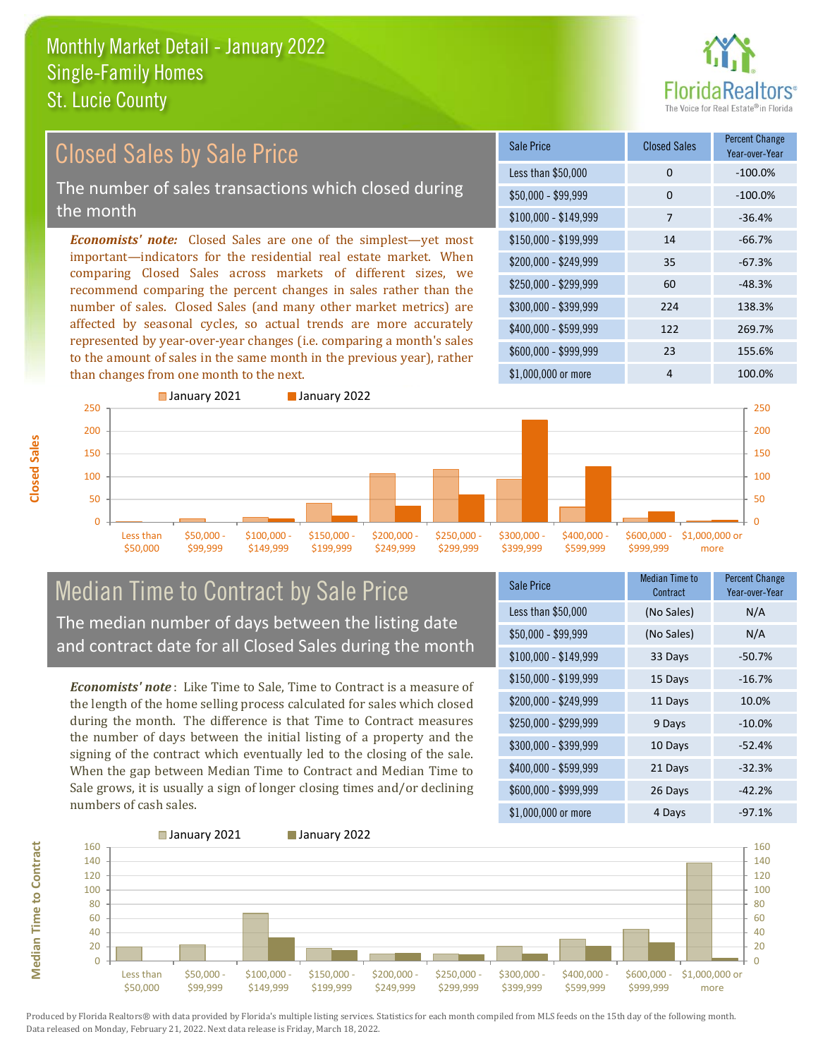# Monthly Market Detail - January 2022
## Single-Family Homes
## St. Lucie County

## Closed Sales by Sale Price

The number of sales transactions which closed during the month

***Economists' note:*** Closed Sales are one of the simplest—yet most important—indicators for the residential real estate market. When comparing Closed Sales across markets of different sizes, we recommend comparing the percent changes in sales rather than the number of sales. Closed Sales (and many other market metrics) are affected by seasonal cycles, so actual trends are more accurately represented by year-over-year changes (i.e. comparing a month's sales to the amount of sales in the same month in the previous year), rather than changes from one month to the next.

| Sale Price | Closed Sales | Percent Change Year-over-Year |
|---|---|---|
| Less than $50,000 | 0 | -100.0% |
| $50,000 - $99,999 | 0 | -100.0% |
| $100,000 - $149,999 | 7 | -36.4% |
| $150,000 - $199,999 | 14 | -66.7% |
| $200,000 - $249,999 | 35 | -67.3% |
| $250,000 - $299,999 | 60 | -48.3% |
| $300,000 - $399,999 | 224 | 138.3% |
| $400,000 - $599,999 | 122 | 269.7% |
| $600,000 - $999,999 | 23 | 155.6% |
| $1,000,000 or more | 4 | 100.0% |

## Median Time to Contract by Sale Price

The median number of days between the listing date and contract date for all Closed Sales during the month

***Economists' note*** : Like Time to Sale, Time to Contract is a measure of the length of the home selling process calculated for sales which closed during the month. The difference is that Time to Contract measures the number of days between the initial listing of a property and the signing of the contract which eventually led to the closing of the sale. When the gap between Median Time to Contract and Median Time to Sale grows, it is usually a sign of longer closing times and/or declining numbers of cash sales.

| Sale Price | Median Time to Contract | Percent Change Year-over-Year |
|---|---|---|
| Less than $50,000 | (No Sales) | N/A |
| $50,000 - $99,999 | (No Sales) | N/A |
| $100,000 - $149,999 | 33 Days | -50.7% |
| $150,000 - $199,999 | 15 Days | -16.7% |
| $200,000 - $249,999 | 11 Days | 10.0% |
| $250,000 - $299,999 | 9 Days | -10.0% |
| $300,000 - $399,999 | 10 Days | -52.4% |
| $400,000 - $599,999 | 21 Days | -32.3% |
| $600,000 - $999,999 | 26 Days | -42.2% |
| $1,000,000 or more | 4 Days | -97.1% |

Produced by Florida Realtors® with data provided by Florida's multiple listing services. Statistics for each month compiled from MLS feeds on the 15th day of the following month. Data released on Monday, February 21, 2022. Next data release is Friday, March 18, 2022.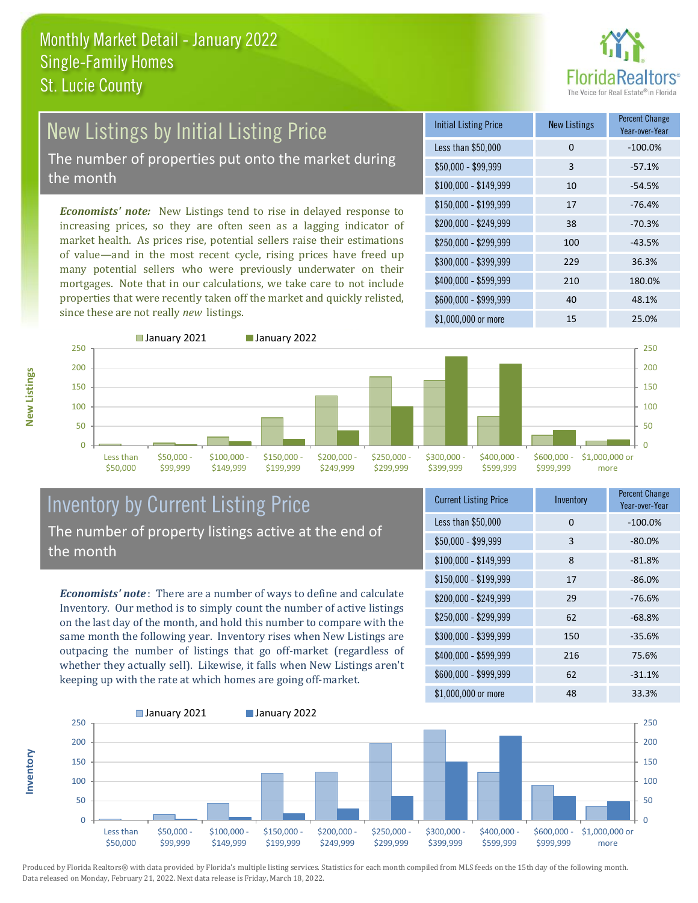# Monthly Market Detail - January 2022
## Single-Family Homes
## St. Lucie County

## New Listings by Initial Listing Price

The number of properties put onto the market during the month

*Economists' note:* New Listings tend to rise in delayed response to increasing prices, so they are often seen as a lagging indicator of market health. As prices rise, potential sellers raise their estimations of value—and in the most recent cycle, rising prices have freed up many potential sellers who were previously underwater on their mortgages. Note that in our calculations, we take care to not include properties that were recently taken off the market and quickly relisted, since these are not really *new* listings.

| Initial Listing Price | New Listings | Percent Change Year-over-Year |
|---|---|---|
| Less than $50,000 | 0 | -100.0% |
| $50,000 - $99,999 | 3 | -57.1% |
| $100,000 - $149,999 | 10 | -54.5% |
| $150,000 - $199,999 | 17 | -76.4% |
| $200,000 - $249,999 | 38 | -70.3% |
| $250,000 - $299,999 | 100 | -43.5% |
| $300,000 - $399,999 | 229 | 36.3% |
| $400,000 - $599,999 | 210 | 180.0% |
| $600,000 - $999,999 | 40 | 48.1% |
| $1,000,000 or more | 15 | 25.0% |

## Inventory by Current Listing Price

The number of property listings active at the end of the month

*Economists' note*: There are a number of ways to define and calculate Inventory. Our method is to simply count the number of active listings on the last day of the month, and hold this number to compare with the same month the following year. Inventory rises when New Listings are outpacing the number of listings that go off-market (regardless of whether they actually sell). Likewise, it falls when New Listings aren't keeping up with the rate at which homes are going off-market.

| Current Listing Price | Inventory | Percent Change Year-over-Year |
|---|---|---|
| Less than $50,000 | 0 | -100.0% |
| $50,000 - $99,999 | 3 | -80.0% |
| $100,000 - $149,999 | 8 | -81.8% |
| $150,000 - $199,999 | 17 | -86.0% |
| $200,000 - $249,999 | 29 | -76.6% |
| $250,000 - $299,999 | 62 | -68.8% |
| $300,000 - $399,999 | 150 | -35.6% |
| $400,000 - $599,999 | 216 | 75.6% |
| $600,000 - $999,999 | 62 | -31.1% |
| $1,000,000 or more | 48 | 33.3% |

Produced by Florida Realtors® with data provided by Florida's multiple listing services. Statistics for each month compiled from MLS feeds on the 15th day of the following month. Data released on Monday, February 21, 2022. Next data release is Friday, March 18, 2022.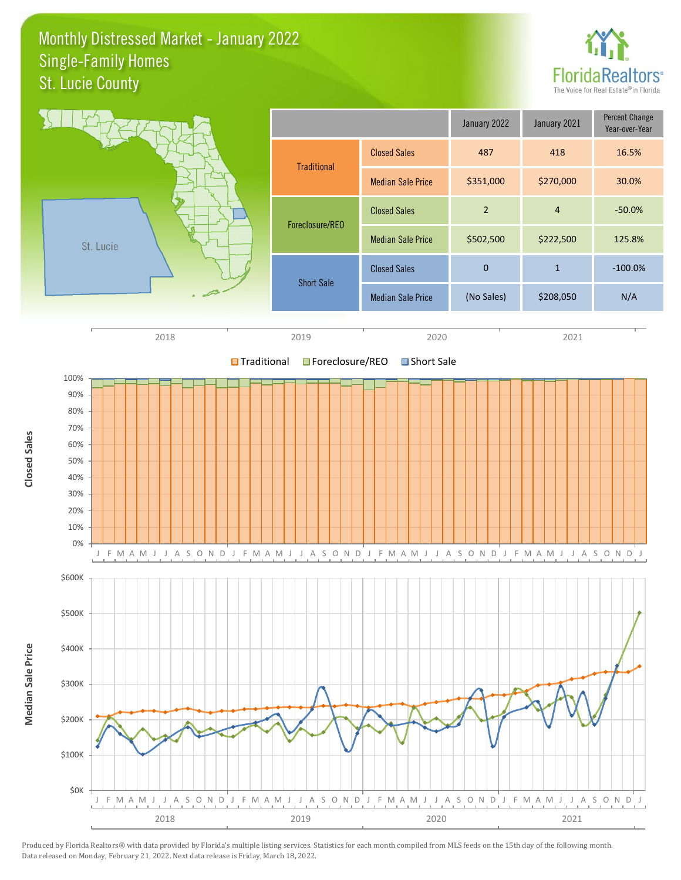# Monthly Distressed Market - January 2022
## Single-Family Homes
## St. Lucie County

FloridaRealtors® The Voice for Real Estate® in Florida

St. Lucie

| | | January 2022 | January 2021 | Percent Change Year-over-Year |
|---|---|---|---|---|
| Traditional | Closed Sales | 487 | 418 | 16.5% |
| | Median Sale Price | $351,000 | $270,000 | 30.0% |
| Foreclosure/REO | Closed Sales | 2 | 4 | -50.0% |
| | Median Sale Price | $502,500 | $222,500 | 125.8% |
| Short Sale | Closed Sales | 0 | 1 | -100.0% |
| | Median Sale Price | (No Sales) | $208,050 | N/A |

2018 2019 2020 2021

Traditional Foreclosure/REO Short Sale

Closed Sales

100% 90% 80% 70% 60% 50% 40% 30% 20% 10% 0%

J F M A M J J A S O N D J F M A M J J A S O N D J F M A M J J A S O N D J F M A M J J A S O N D J

Median Sale Price

$600K $500K $400K $300K $200K $100K $0K

J F M A M J J A S O N D J F M A M J J A S O N D J F M A M J J A S O N D J F M A M J J A S O N D J

2018 2019 2020 2021

Produced by Florida Realtors® with data provided by Florida's multiple listing services. Statistics for each month compiled from MLS feeds on the 15th day of the following month. Data released on Monday, February 21, 2022. Next data release is Friday, March 18, 2022.